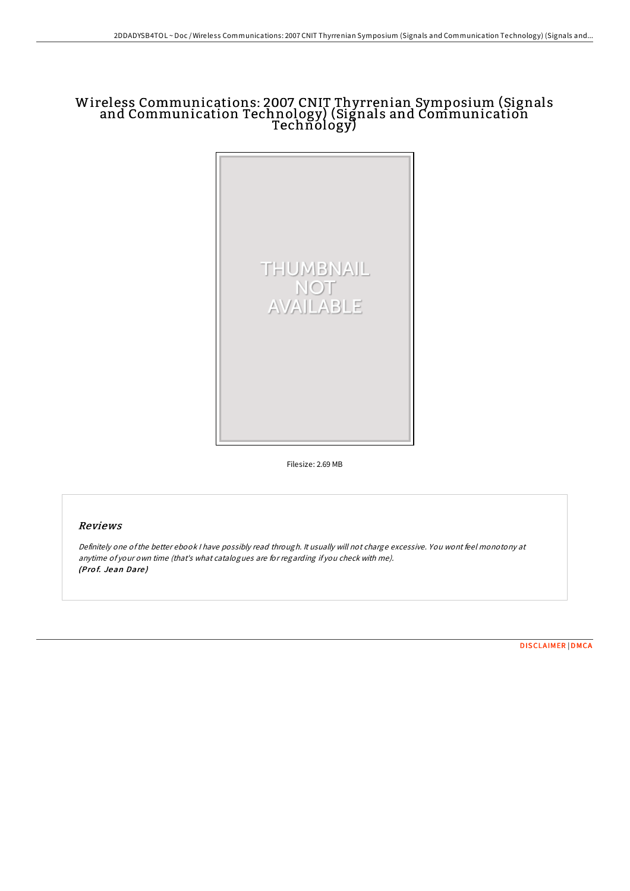# Wireless Communications: 2007 CNIT Thyrrenian Symposium (Signals and Communication Technology) (Signals and Communication Technology)

THUMBNAIL
NOT
AVAILABLE

Filesize: 2.69 MB

## Reviews

*Definitely one of the better ebook I have possibly read through. It usually will not charge excessive. You wont feel monotony at anytime of your own time (that's what catalogues are for regarding if you check with me).*
***(Prof. Jean Dare)***

DISCLAIMER | DMCA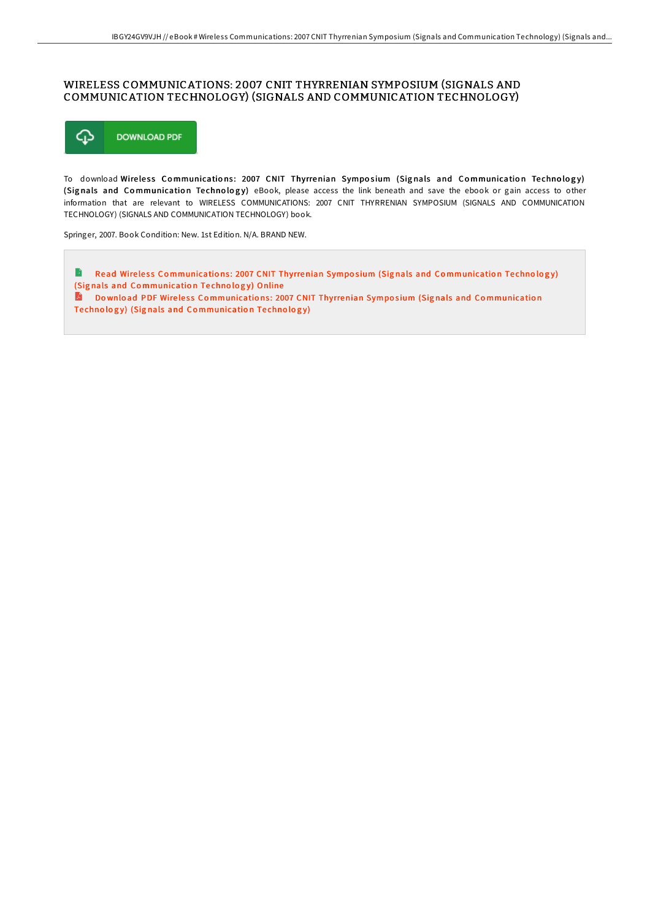# WIRELESS COMMUNICATIONS: 2007 CNIT THYRRENIAN SYMPOSIUM (SIGNALS AND COMMUNICATION TECHNOLOGY) (SIGNALS AND COMMUNICATION TECHNOLOGY)

DOWNLOAD PDF

To download **Wireless Communications: 2007 CNIT Thyrrenian Symposium (Signals and Communication Technology) (Signals and Communication Technology)** eBook, please access the link beneath and save the ebook or gain access to other information that are relevant to WIRELESS COMMUNICATIONS: 2007 CNIT THYRRENIAN SYMPOSIUM (SIGNALS AND COMMUNICATION TECHNOLOGY) (SIGNALS AND COMMUNICATION TECHNOLOGY) book.

Springer, 2007. Book Condition: New. 1st Edition. N/A. BRAND NEW.

Read Wireless Communications: 2007 CNIT Thyrrenian Symposium (Signals and Communication Technology) (Signals and Communication Technology) Online

Download PDF Wireless Communications: 2007 CNIT Thyrrenian Symposium (Signals and Communication Technology) (Signals and Communication Technology)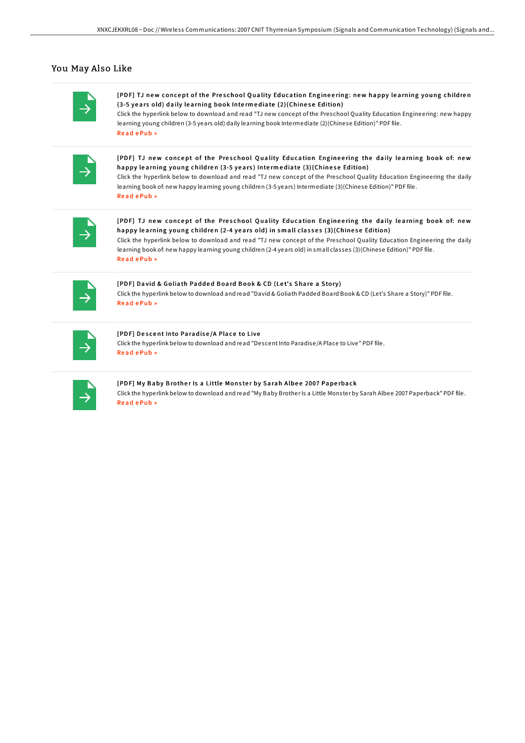## You May Also Like

**[PDF] TJ new concept of the Preschool Quality Education Engineering: new happy learning young children (3-5 years old) daily learning book Intermediate (2)(Chinese Edition)**

Click the hyperlink below to download and read "TJ new concept of the Preschool Quality Education Engineering: new happy learning young children (3-5 years old) daily learning book Intermediate (2)(Chinese Edition)" PDF file.

Read ePub »

**[PDF] TJ new concept of the Preschool Quality Education Engineering the daily learning book of: new happy learning young children (3-5 years) Intermediate (3)(Chinese Edition)**

Click the hyperlink below to download and read "TJ new concept of the Preschool Quality Education Engineering the daily learning book of: new happy learning young children (3-5 years) Intermediate (3)(Chinese Edition)" PDF file.

Read ePub »

**[PDF] TJ new concept of the Preschool Quality Education Engineering the daily learning book of: new happy learning young children (2-4 years old) in small classes (3)(Chinese Edition)**

Click the hyperlink below to download and read "TJ new concept of the Preschool Quality Education Engineering the daily learning book of: new happy learning young children (2-4 years old) in small classes (3)(Chinese Edition)" PDF file.

Read ePub »

**[PDF] David & Goliath Padded Board Book & CD (Let's Share a Story)**

Click the hyperlink below to download and read "David & Goliath Padded Board Book & CD (Let's Share a Story)" PDF file.

Read ePub »

**[PDF] Descent Into Paradise/A Place to Live**

Click the hyperlink below to download and read "Descent Into Paradise/A Place to Live" PDF file.

Read ePub »

**[PDF] My Baby Brother Is a Little Monster by Sarah Albee 2007 Paperback**

Click the hyperlink below to download and read "My Baby Brother Is a Little Monster by Sarah Albee 2007 Paperback" PDF file.

Read ePub »